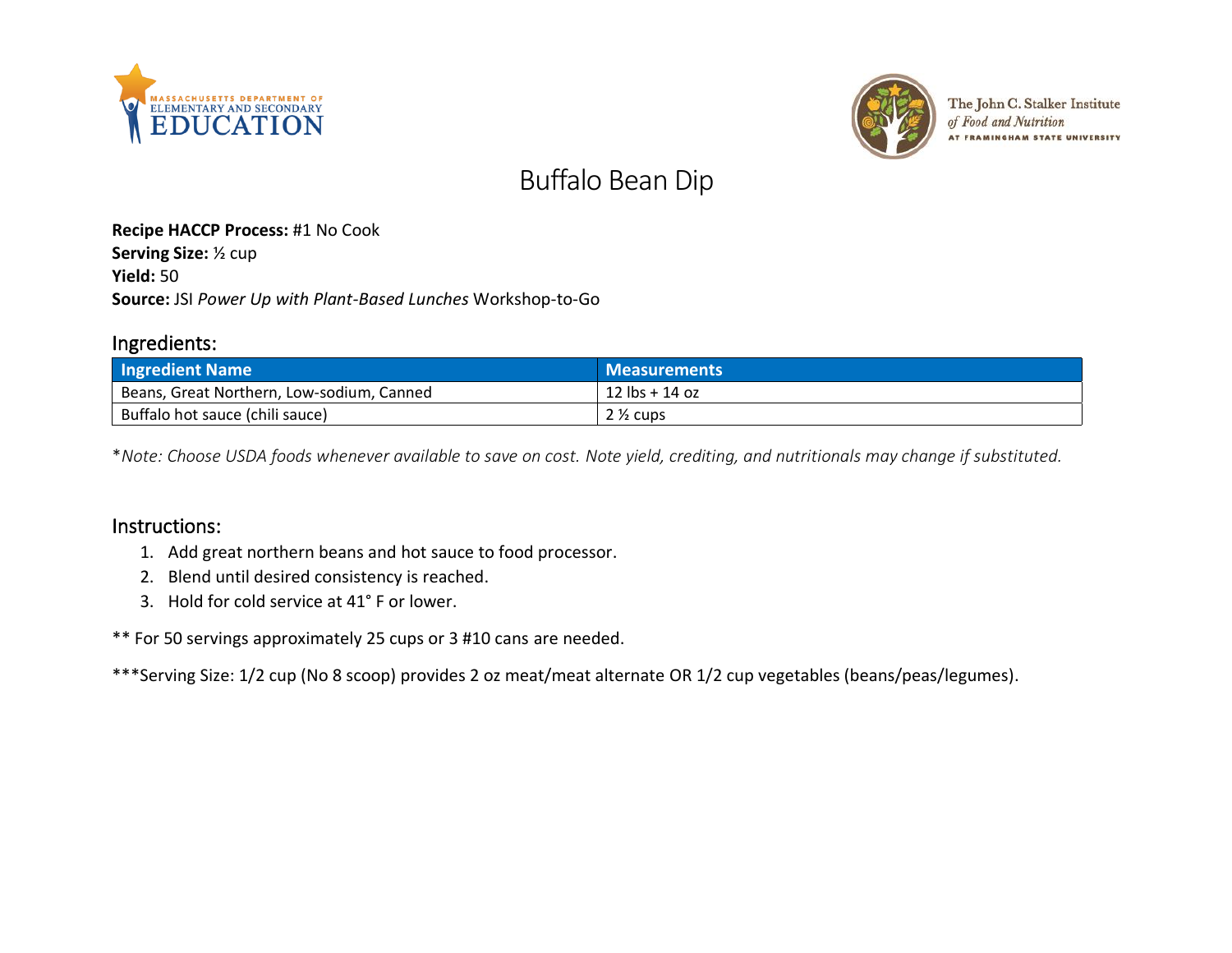# Buffalo Bean Dip

**Recipe HACCP Process:** #1 No Cook
**Serving Size:** ½ cup
**Yield:** 50
**Source:** JSI *Power Up with Plant-Based Lunches* Workshop-to-Go

## Ingredients:

| Ingredient Name | Measurements |
|---|---|
| Beans, Great Northern, Low-sodium, Canned | 12 lbs + 14 oz |
| Buffalo hot sauce (chili sauce) | 2 ½ cups |

\**Note: Choose USDA foods whenever available to save on cost. Note yield, crediting, and nutritionals may change if substituted.*

## Instructions:

1. Add great northern beans and hot sauce to food processor.
2. Blend until desired consistency is reached.
3. Hold for cold service at 41˚ F or lower.

** For 50 servings approximately 25 cups or 3 #10 cans are needed.

***Serving Size: 1/2 cup (No 8 scoop) provides 2 oz meat/meat alternate OR 1/2 cup vegetables (beans/peas/legumes).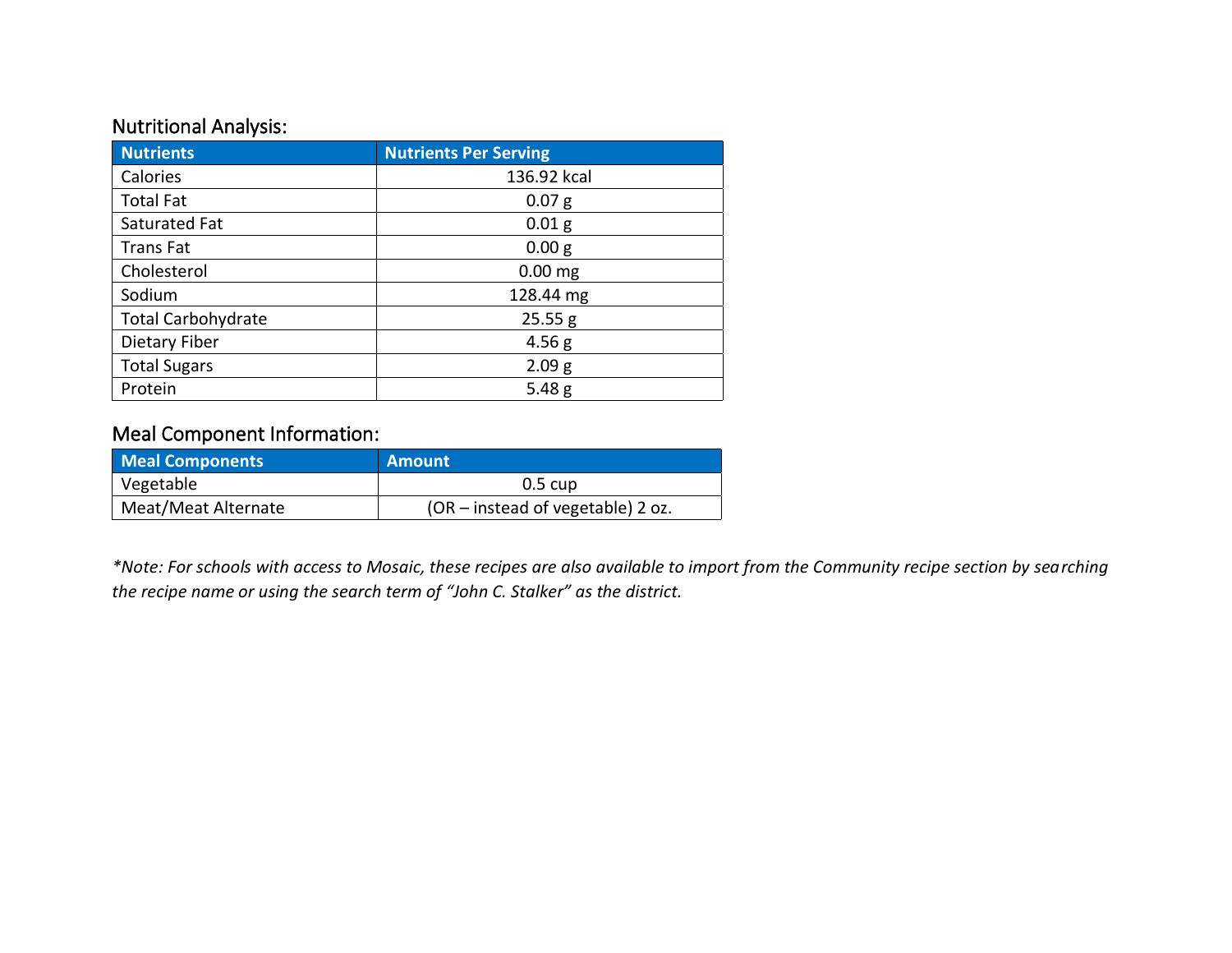## Nutritional Analysis:

| Nutrients | Nutrients Per Serving |
|---|---|
| Calories | 136.92 kcal |
| Total Fat | 0.07 g |
| Saturated Fat | 0.01 g |
| Trans Fat | 0.00 g |
| Cholesterol | 0.00 mg |
| Sodium | 128.44 mg |
| Total Carbohydrate | 25.55 g |
| Dietary Fiber | 4.56 g |
| Total Sugars | 2.09 g |
| Protein | 5.48 g |

## Meal Component Information:

| Meal Components | Amount |
|---|---|
| Vegetable | 0.5 cup |
| Meat/Meat Alternate | (OR – instead of vegetable) 2 oz. |

*\*Note: For schools with access to Mosaic, these recipes are also available to import from the Community recipe section by searching the recipe name or using the search term of "John C. Stalker" as the district.*